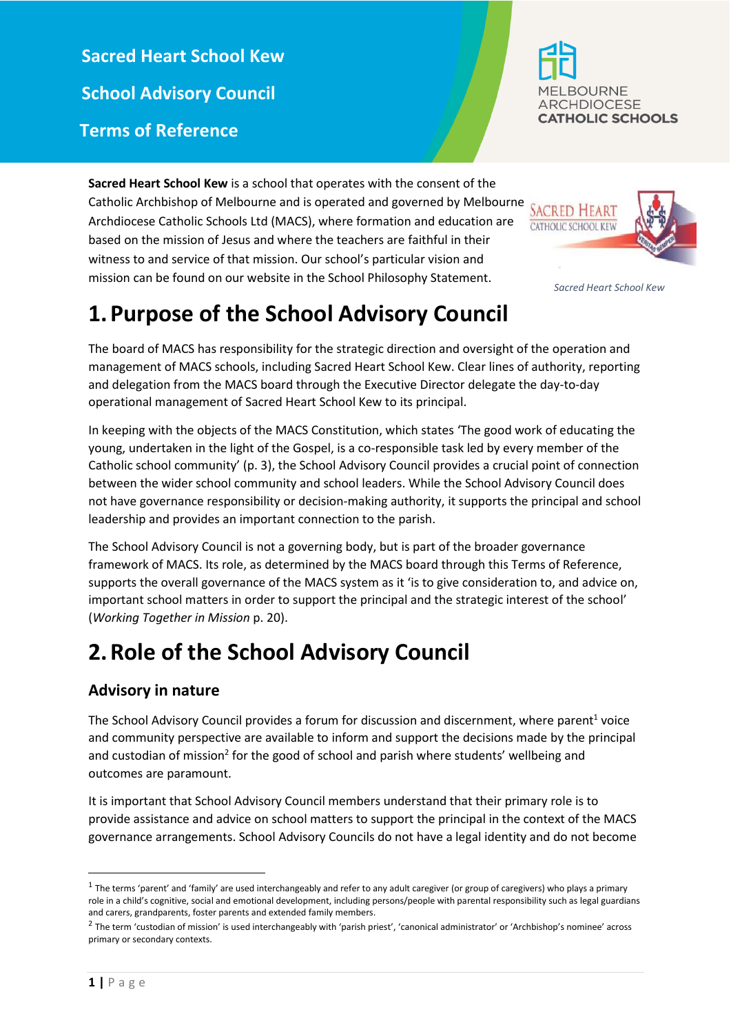# Sacred Heart School Kew

# School Advisory Council

# Terms of Reference

**Sacred Heart School Kew** is a school that operates with the consent of the Catholic Archbishop of Melbourne and is operated and governed by Melbourne Archdiocese Catholic Schools Ltd (MACS), where formation and education are based on the mission of Jesus and where the teachers are faithful in their witness to and service of that mission. Our school's particular vision and mission can be found on our website in the School Philosophy Statement.

*Sacred Heart School Kew*

## 1. Purpose of the School Advisory Council

The board of MACS has responsibility for the strategic direction and oversight of the operation and management of MACS schools, including Sacred Heart School Kew. Clear lines of authority, reporting and delegation from the MACS board through the Executive Director delegate the day-to-day operational management of Sacred Heart School Kew to its principal.

In keeping with the objects of the MACS Constitution, which states 'The good work of educating the young, undertaken in the light of the Gospel, is a co-responsible task led by every member of the Catholic school community' (p. 3), the School Advisory Council provides a crucial point of connection between the wider school community and school leaders. While the School Advisory Council does not have governance responsibility or decision-making authority, it supports the principal and school leadership and provides an important connection to the parish.

The School Advisory Council is not a governing body, but is part of the broader governance framework of MACS. Its role, as determined by the MACS board through this Terms of Reference, supports the overall governance of the MACS system as it 'is to give consideration to, and advice on, important school matters in order to support the principal and the strategic interest of the school' (*Working Together in Mission* p. 20).

## 2. Role of the School Advisory Council

### Advisory in nature

The School Advisory Council provides a forum for discussion and discernment, where parent[1] voice and community perspective are available to inform and support the decisions made by the principal and custodian of mission[2] for the good of school and parish where students' wellbeing and outcomes are paramount.

It is important that School Advisory Council members understand that their primary role is to provide assistance and advice on school matters to support the principal in the context of the MACS governance arrangements. School Advisory Councils do not have a legal identity and do not become

---

[1] The terms 'parent' and 'family' are used interchangeably and refer to any adult caregiver (or group of caregivers) who plays a primary role in a child's cognitive, social and emotional development, including persons/people with parental responsibility such as legal guardians and carers, grandparents, foster parents and extended family members.

[2] The term 'custodian of mission' is used interchangeably with 'parish priest', 'canonical administrator' or 'Archbishop's nominee' across primary or secondary contexts.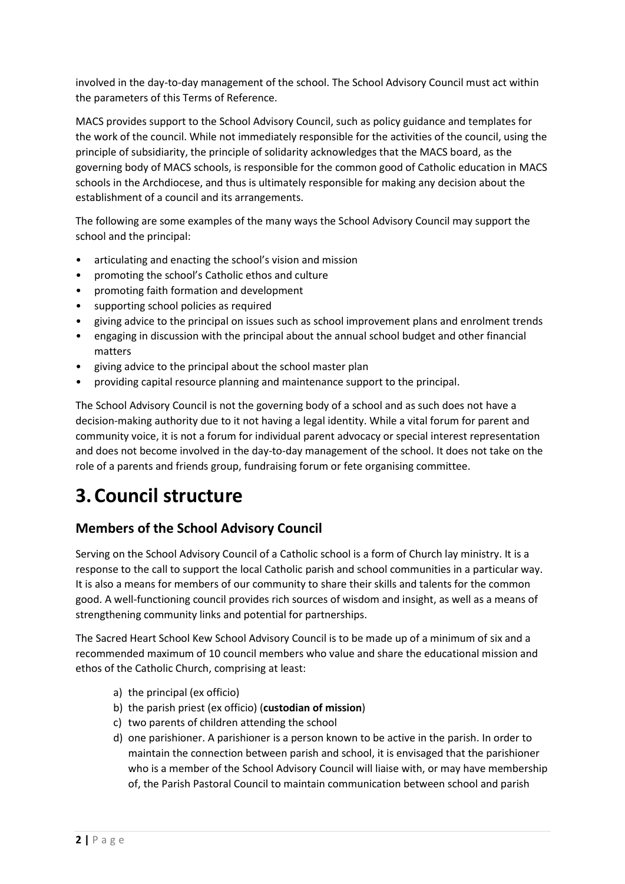involved in the day-to-day management of the school. The School Advisory Council must act within the parameters of this Terms of Reference.

MACS provides support to the School Advisory Council, such as policy guidance and templates for the work of the council. While not immediately responsible for the activities of the council, using the principle of subsidiarity, the principle of solidarity acknowledges that the MACS board, as the governing body of MACS schools, is responsible for the common good of Catholic education in MACS schools in the Archdiocese, and thus is ultimately responsible for making any decision about the establishment of a council and its arrangements.

The following are some examples of the many ways the School Advisory Council may support the school and the principal:

- articulating and enacting the school's vision and mission
- promoting the school's Catholic ethos and culture
- promoting faith formation and development
- supporting school policies as required
- giving advice to the principal on issues such as school improvement plans and enrolment trends
- engaging in discussion with the principal about the annual school budget and other financial matters
- giving advice to the principal about the school master plan
- providing capital resource planning and maintenance support to the principal.

The School Advisory Council is not the governing body of a school and as such does not have a decision-making authority due to it not having a legal identity. While a vital forum for parent and community voice, it is not a forum for individual parent advocacy or special interest representation and does not become involved in the day-to-day management of the school. It does not take on the role of a parents and friends group, fundraising forum or fete organising committee.

# 3. Council structure

## Members of the School Advisory Council

Serving on the School Advisory Council of a Catholic school is a form of Church lay ministry. It is a response to the call to support the local Catholic parish and school communities in a particular way. It is also a means for members of our community to share their skills and talents for the common good. A well-functioning council provides rich sources of wisdom and insight, as well as a means of strengthening community links and potential for partnerships.

The Sacred Heart School Kew School Advisory Council is to be made up of a minimum of six and a recommended maximum of 10 council members who value and share the educational mission and ethos of the Catholic Church, comprising at least:

a) the principal (ex officio)
b) the parish priest (ex officio) (**custodian of mission**)
c) two parents of children attending the school
d) one parishioner. A parishioner is a person known to be active in the parish. In order to maintain the connection between parish and school, it is envisaged that the parishioner who is a member of the School Advisory Council will liaise with, or may have membership of, the Parish Pastoral Council to maintain communication between school and parish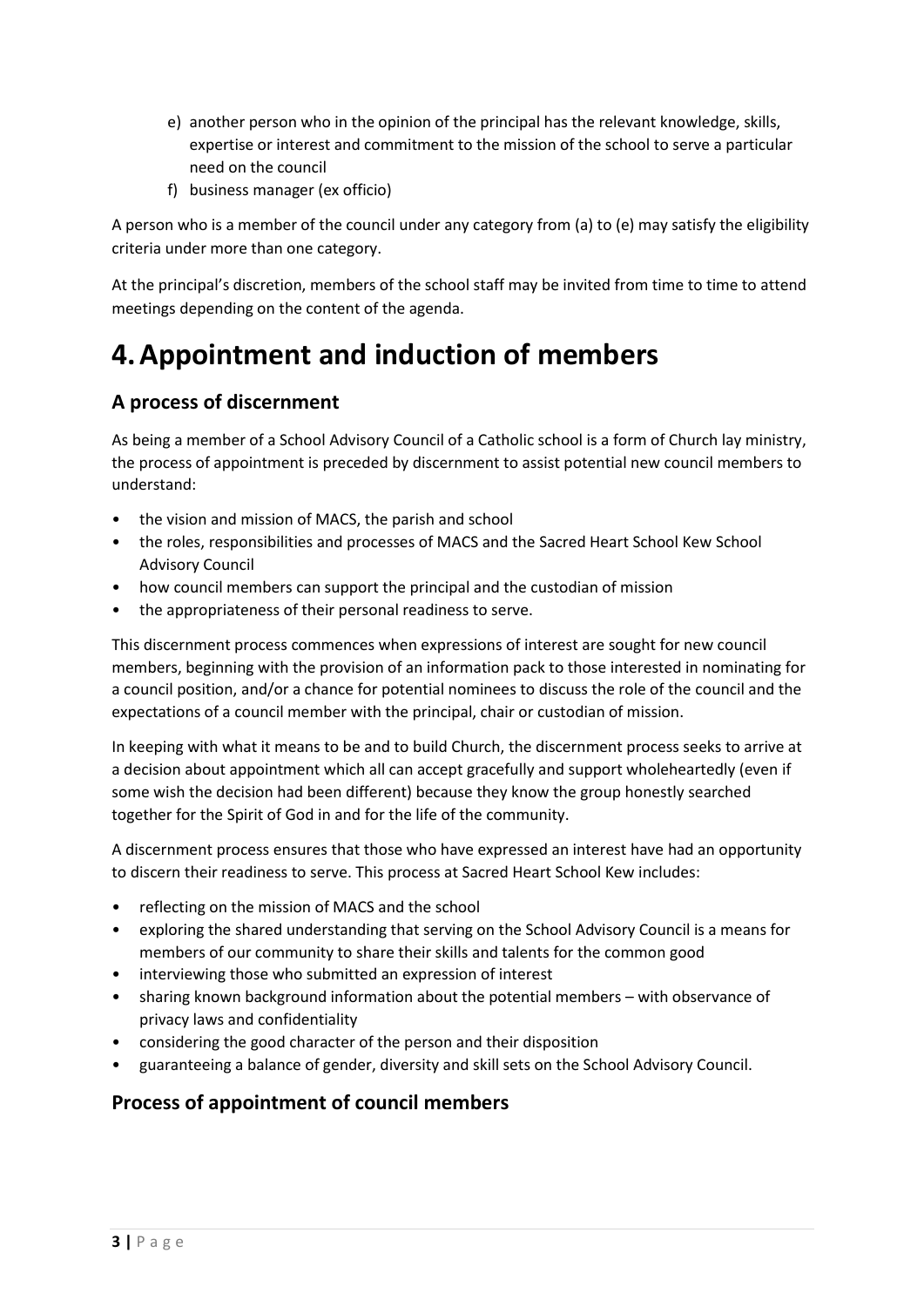e) another person who in the opinion of the principal has the relevant knowledge, skills, expertise or interest and commitment to the mission of the school to serve a particular need on the council
f) business manager (ex officio)

A person who is a member of the council under any category from (a) to (e) may satisfy the eligibility criteria under more than one category.

At the principal's discretion, members of the school staff may be invited from time to time to attend meetings depending on the content of the agenda.

# 4. Appointment and induction of members

## A process of discernment

As being a member of a School Advisory Council of a Catholic school is a form of Church lay ministry, the process of appointment is preceded by discernment to assist potential new council members to understand:

- the vision and mission of MACS, the parish and school
- the roles, responsibilities and processes of MACS and the Sacred Heart School Kew School Advisory Council
- how council members can support the principal and the custodian of mission
- the appropriateness of their personal readiness to serve.

This discernment process commences when expressions of interest are sought for new council members, beginning with the provision of an information pack to those interested in nominating for a council position, and/or a chance for potential nominees to discuss the role of the council and the expectations of a council member with the principal, chair or custodian of mission.

In keeping with what it means to be and to build Church, the discernment process seeks to arrive at a decision about appointment which all can accept gracefully and support wholeheartedly (even if some wish the decision had been different) because they know the group honestly searched together for the Spirit of God in and for the life of the community.

A discernment process ensures that those who have expressed an interest have had an opportunity to discern their readiness to serve. This process at Sacred Heart School Kew includes:

- reflecting on the mission of MACS and the school
- exploring the shared understanding that serving on the School Advisory Council is a means for members of our community to share their skills and talents for the common good
- interviewing those who submitted an expression of interest
- sharing known background information about the potential members – with observance of privacy laws and confidentiality
- considering the good character of the person and their disposition
- guaranteeing a balance of gender, diversity and skill sets on the School Advisory Council.

## Process of appointment of council members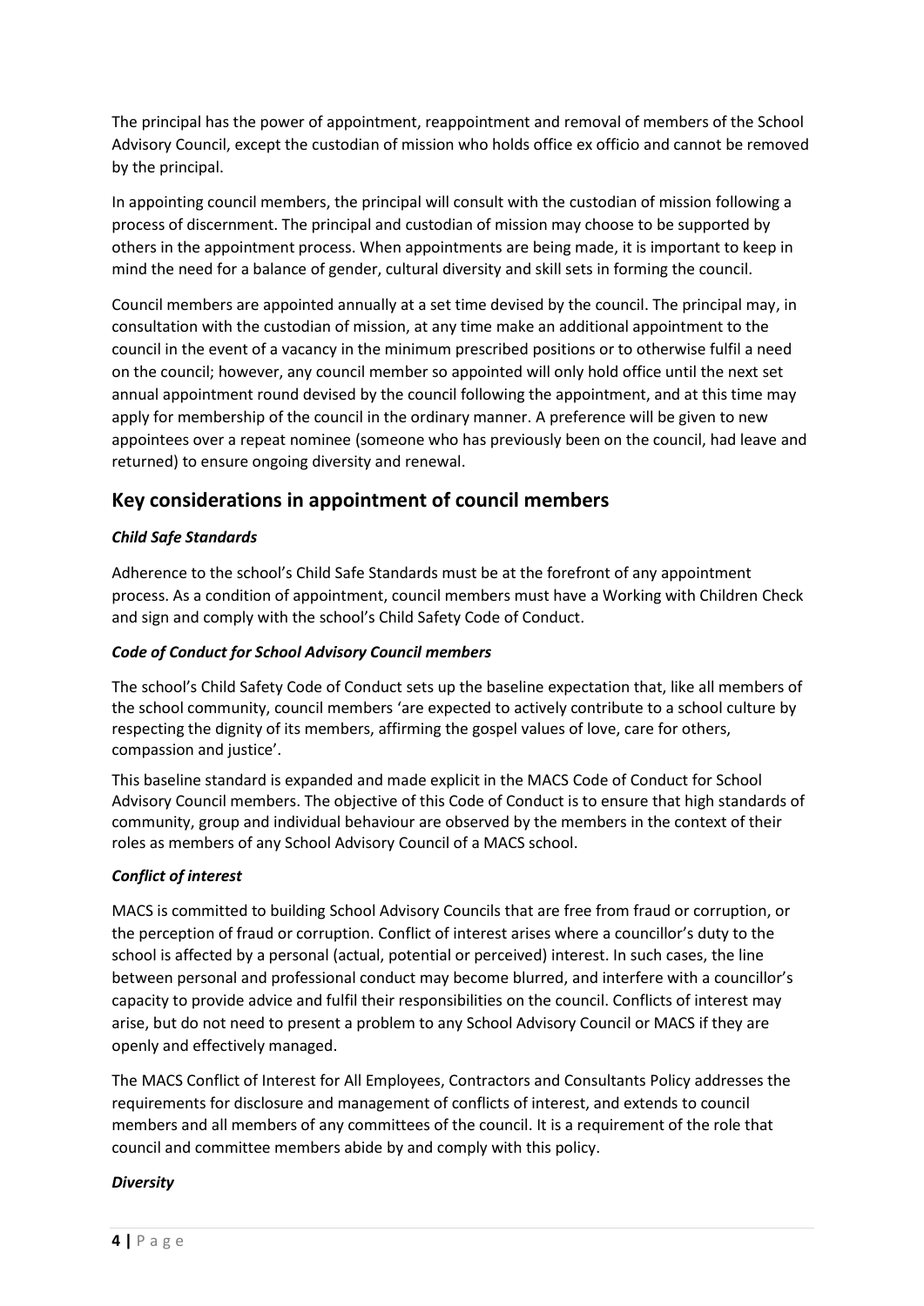The principal has the power of appointment, reappointment and removal of members of the School Advisory Council, except the custodian of mission who holds office ex officio and cannot be removed by the principal.

In appointing council members, the principal will consult with the custodian of mission following a process of discernment. The principal and custodian of mission may choose to be supported by others in the appointment process. When appointments are being made, it is important to keep in mind the need for a balance of gender, cultural diversity and skill sets in forming the council.

Council members are appointed annually at a set time devised by the council. The principal may, in consultation with the custodian of mission, at any time make an additional appointment to the council in the event of a vacancy in the minimum prescribed positions or to otherwise fulfil a need on the council; however, any council member so appointed will only hold office until the next set annual appointment round devised by the council following the appointment, and at this time may apply for membership of the council in the ordinary manner. A preference will be given to new appointees over a repeat nominee (someone who has previously been on the council, had leave and returned) to ensure ongoing diversity and renewal.

## Key considerations in appointment of council members

### *Child Safe Standards*

Adherence to the school's Child Safe Standards must be at the forefront of any appointment process. As a condition of appointment, council members must have a Working with Children Check and sign and comply with the school's Child Safety Code of Conduct.

### *Code of Conduct for School Advisory Council members*

The school's Child Safety Code of Conduct sets up the baseline expectation that, like all members of the school community, council members 'are expected to actively contribute to a school culture by respecting the dignity of its members, affirming the gospel values of love, care for others, compassion and justice'.

This baseline standard is expanded and made explicit in the MACS Code of Conduct for School Advisory Council members. The objective of this Code of Conduct is to ensure that high standards of community, group and individual behaviour are observed by the members in the context of their roles as members of any School Advisory Council of a MACS school.

### *Conflict of interest*

MACS is committed to building School Advisory Councils that are free from fraud or corruption, or the perception of fraud or corruption. Conflict of interest arises where a councillor's duty to the school is affected by a personal (actual, potential or perceived) interest. In such cases, the line between personal and professional conduct may become blurred, and interfere with a councillor's capacity to provide advice and fulfil their responsibilities on the council. Conflicts of interest may arise, but do not need to present a problem to any School Advisory Council or MACS if they are openly and effectively managed.

The MACS Conflict of Interest for All Employees, Contractors and Consultants Policy addresses the requirements for disclosure and management of conflicts of interest, and extends to council members and all members of any committees of the council. It is a requirement of the role that council and committee members abide by and comply with this policy.

### *Diversity*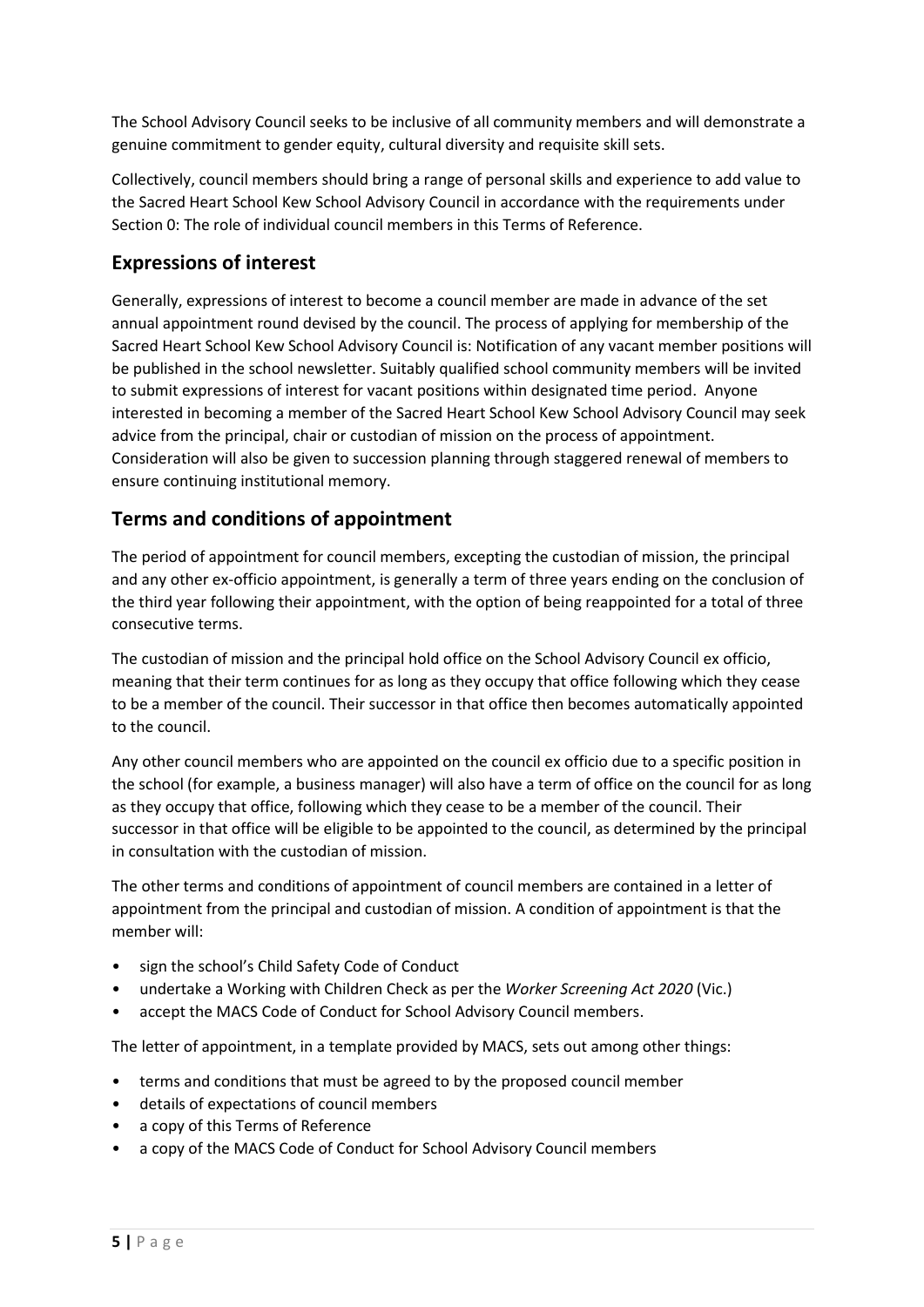The School Advisory Council seeks to be inclusive of all community members and will demonstrate a genuine commitment to gender equity, cultural diversity and requisite skill sets.

Collectively, council members should bring a range of personal skills and experience to add value to the Sacred Heart School Kew School Advisory Council in accordance with the requirements under Section 0: The role of individual council members in this Terms of Reference.

## Expressions of interest

Generally, expressions of interest to become a council member are made in advance of the set annual appointment round devised by the council. The process of applying for membership of the Sacred Heart School Kew School Advisory Council is: Notification of any vacant member positions will be published in the school newsletter. Suitably qualified school community members will be invited to submit expressions of interest for vacant positions within designated time period. Anyone interested in becoming a member of the Sacred Heart School Kew School Advisory Council may seek advice from the principal, chair or custodian of mission on the process of appointment. Consideration will also be given to succession planning through staggered renewal of members to ensure continuing institutional memory.

## Terms and conditions of appointment

The period of appointment for council members, excepting the custodian of mission, the principal and any other ex-officio appointment, is generally a term of three years ending on the conclusion of the third year following their appointment, with the option of being reappointed for a total of three consecutive terms.

The custodian of mission and the principal hold office on the School Advisory Council ex officio, meaning that their term continues for as long as they occupy that office following which they cease to be a member of the council. Their successor in that office then becomes automatically appointed to the council.

Any other council members who are appointed on the council ex officio due to a specific position in the school (for example, a business manager) will also have a term of office on the council for as long as they occupy that office, following which they cease to be a member of the council. Their successor in that office will be eligible to be appointed to the council, as determined by the principal in consultation with the custodian of mission.

The other terms and conditions of appointment of council members are contained in a letter of appointment from the principal and custodian of mission. A condition of appointment is that the member will:

- sign the school's Child Safety Code of Conduct
- undertake a Working with Children Check as per the *Worker Screening Act 2020* (Vic.)
- accept the MACS Code of Conduct for School Advisory Council members.

The letter of appointment, in a template provided by MACS, sets out among other things:

- terms and conditions that must be agreed to by the proposed council member
- details of expectations of council members
- a copy of this Terms of Reference
- a copy of the MACS Code of Conduct for School Advisory Council members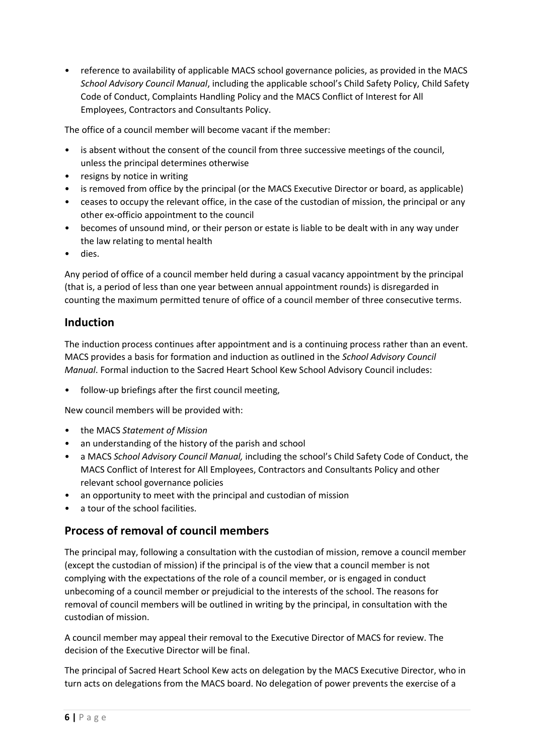- reference to availability of applicable MACS school governance policies, as provided in the MACS *School Advisory Council Manual*, including the applicable school's Child Safety Policy, Child Safety Code of Conduct, Complaints Handling Policy and the MACS Conflict of Interest for All Employees, Contractors and Consultants Policy.

The office of a council member will become vacant if the member:

- is absent without the consent of the council from three successive meetings of the council, unless the principal determines otherwise
- resigns by notice in writing
- is removed from office by the principal (or the MACS Executive Director or board, as applicable)
- ceases to occupy the relevant office, in the case of the custodian of mission, the principal or any other ex-officio appointment to the council
- becomes of unsound mind, or their person or estate is liable to be dealt with in any way under the law relating to mental health
- dies.

Any period of office of a council member held during a casual vacancy appointment by the principal (that is, a period of less than one year between annual appointment rounds) is disregarded in counting the maximum permitted tenure of office of a council member of three consecutive terms.

## Induction

The induction process continues after appointment and is a continuing process rather than an event. MACS provides a basis for formation and induction as outlined in the *School Advisory Council Manual*. Formal induction to the Sacred Heart School Kew School Advisory Council includes:

- follow-up briefings after the first council meeting,

New council members will be provided with:

- the MACS *Statement of Mission*
- an understanding of the history of the parish and school
- a MACS *School Advisory Council Manual,* including the school's Child Safety Code of Conduct, the MACS Conflict of Interest for All Employees, Contractors and Consultants Policy and other relevant school governance policies
- an opportunity to meet with the principal and custodian of mission
- a tour of the school facilities.

## Process of removal of council members

The principal may, following a consultation with the custodian of mission, remove a council member (except the custodian of mission) if the principal is of the view that a council member is not complying with the expectations of the role of a council member, or is engaged in conduct unbecoming of a council member or prejudicial to the interests of the school. The reasons for removal of council members will be outlined in writing by the principal, in consultation with the custodian of mission.

A council member may appeal their removal to the Executive Director of MACS for review. The decision of the Executive Director will be final.

The principal of Sacred Heart School Kew acts on delegation by the MACS Executive Director, who in turn acts on delegations from the MACS board. No delegation of power prevents the exercise of a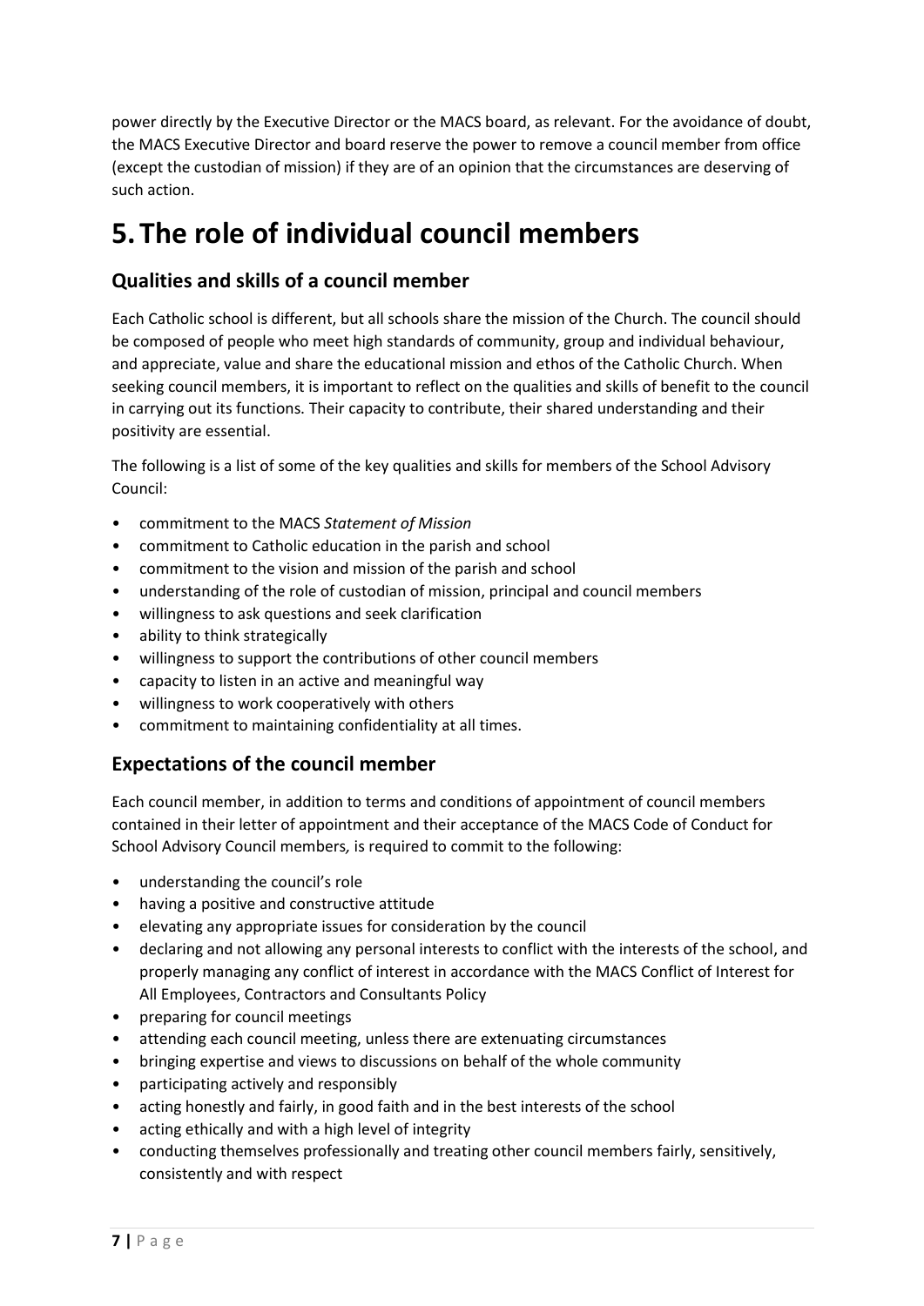power directly by the Executive Director or the MACS board, as relevant. For the avoidance of doubt, the MACS Executive Director and board reserve the power to remove a council member from office (except the custodian of mission) if they are of an opinion that the circumstances are deserving of such action.

# 5. The role of individual council members

## Qualities and skills of a council member

Each Catholic school is different, but all schools share the mission of the Church. The council should be composed of people who meet high standards of community, group and individual behaviour, and appreciate, value and share the educational mission and ethos of the Catholic Church. When seeking council members, it is important to reflect on the qualities and skills of benefit to the council in carrying out its functions. Their capacity to contribute, their shared understanding and their positivity are essential.

The following is a list of some of the key qualities and skills for members of the School Advisory Council:

- commitment to the MACS *Statement of Mission*
- commitment to Catholic education in the parish and school
- commitment to the vision and mission of the parish and school
- understanding of the role of custodian of mission, principal and council members
- willingness to ask questions and seek clarification
- ability to think strategically
- willingness to support the contributions of other council members
- capacity to listen in an active and meaningful way
- willingness to work cooperatively with others
- commitment to maintaining confidentiality at all times.

## Expectations of the council member

Each council member, in addition to terms and conditions of appointment of council members contained in their letter of appointment and their acceptance of the MACS Code of Conduct for School Advisory Council members, is required to commit to the following:

- understanding the council's role
- having a positive and constructive attitude
- elevating any appropriate issues for consideration by the council
- declaring and not allowing any personal interests to conflict with the interests of the school, and properly managing any conflict of interest in accordance with the MACS Conflict of Interest for All Employees, Contractors and Consultants Policy
- preparing for council meetings
- attending each council meeting, unless there are extenuating circumstances
- bringing expertise and views to discussions on behalf of the whole community
- participating actively and responsibly
- acting honestly and fairly, in good faith and in the best interests of the school
- acting ethically and with a high level of integrity
- conducting themselves professionally and treating other council members fairly, sensitively, consistently and with respect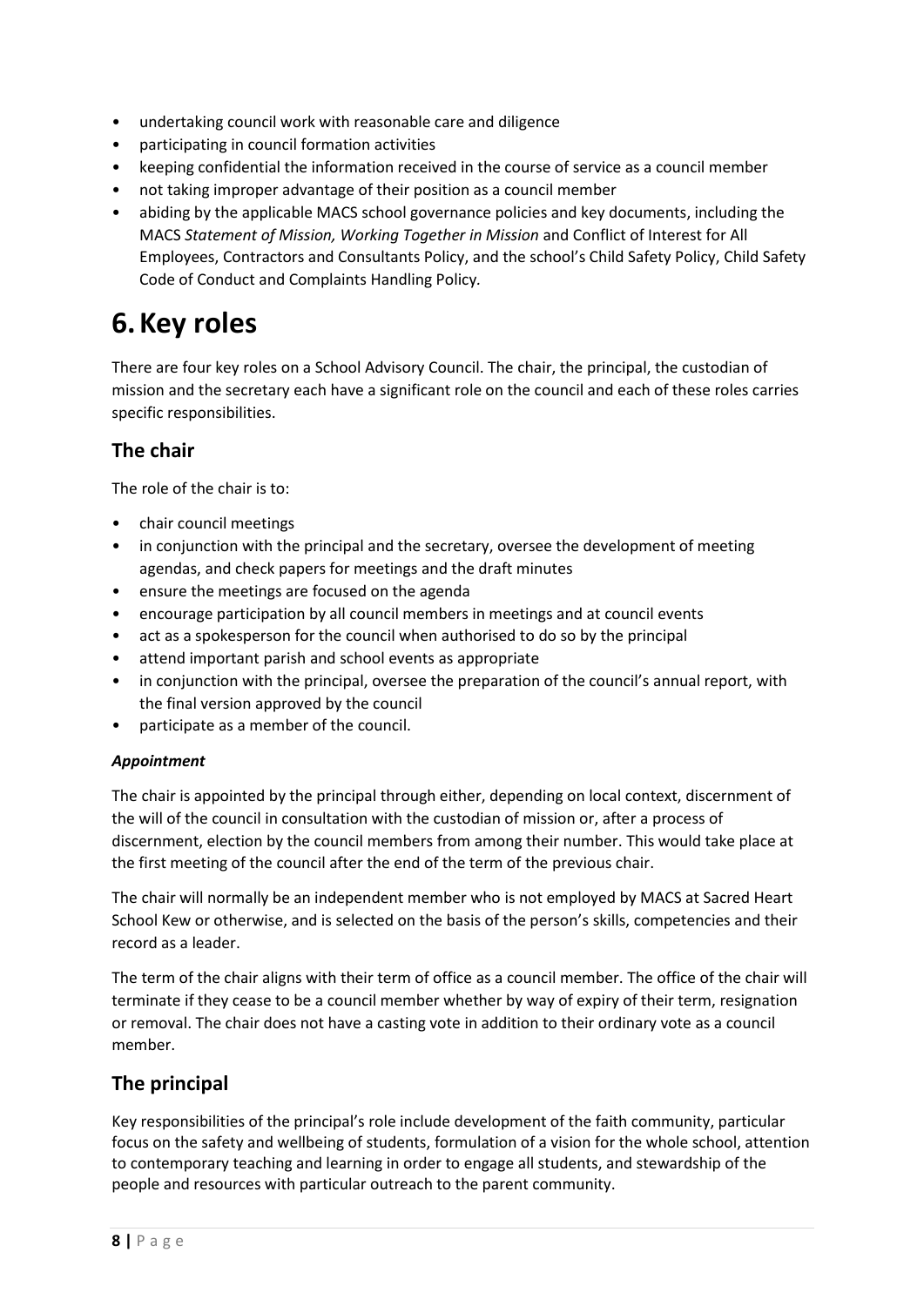- undertaking council work with reasonable care and diligence
- participating in council formation activities
- keeping confidential the information received in the course of service as a council member
- not taking improper advantage of their position as a council member
- abiding by the applicable MACS school governance policies and key documents, including the MACS *Statement of Mission, Working Together in Mission* and Conflict of Interest for All Employees, Contractors and Consultants Policy, and the school's Child Safety Policy, Child Safety Code of Conduct and Complaints Handling Policy.

# 6. Key roles

There are four key roles on a School Advisory Council. The chair, the principal, the custodian of mission and the secretary each have a significant role on the council and each of these roles carries specific responsibilities.

## The chair

The role of the chair is to:

- chair council meetings
- in conjunction with the principal and the secretary, oversee the development of meeting agendas, and check papers for meetings and the draft minutes
- ensure the meetings are focused on the agenda
- encourage participation by all council members in meetings and at council events
- act as a spokesperson for the council when authorised to do so by the principal
- attend important parish and school events as appropriate
- in conjunction with the principal, oversee the preparation of the council's annual report, with the final version approved by the council
- participate as a member of the council.

***Appointment***

The chair is appointed by the principal through either, depending on local context, discernment of the will of the council in consultation with the custodian of mission or, after a process of discernment, election by the council members from among their number. This would take place at the first meeting of the council after the end of the term of the previous chair.

The chair will normally be an independent member who is not employed by MACS at Sacred Heart School Kew or otherwise, and is selected on the basis of the person's skills, competencies and their record as a leader.

The term of the chair aligns with their term of office as a council member. The office of the chair will terminate if they cease to be a council member whether by way of expiry of their term, resignation or removal. The chair does not have a casting vote in addition to their ordinary vote as a council member.

## The principal

Key responsibilities of the principal's role include development of the faith community, particular focus on the safety and wellbeing of students, formulation of a vision for the whole school, attention to contemporary teaching and learning in order to engage all students, and stewardship of the people and resources with particular outreach to the parent community.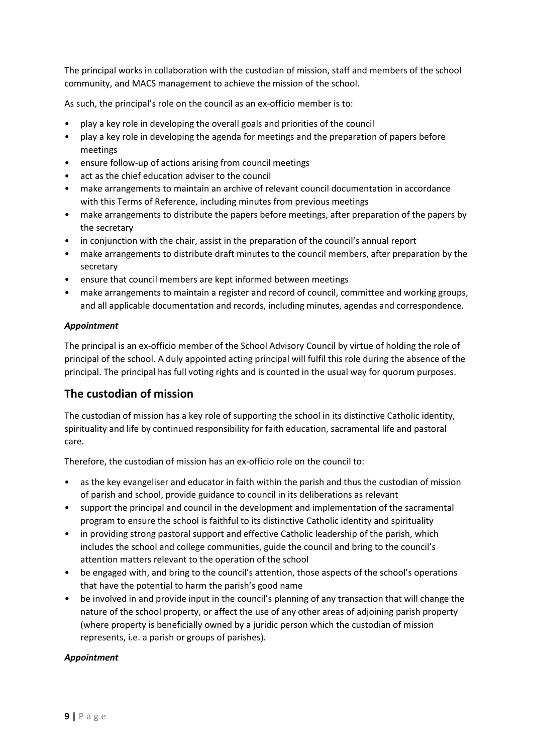The principal works in collaboration with the custodian of mission, staff and members of the school community, and MACS management to achieve the mission of the school.

As such, the principal's role on the council as an ex-officio member is to:

- play a key role in developing the overall goals and priorities of the council
- play a key role in developing the agenda for meetings and the preparation of papers before meetings
- ensure follow-up of actions arising from council meetings
- act as the chief education adviser to the council
- make arrangements to maintain an archive of relevant council documentation in accordance with this Terms of Reference, including minutes from previous meetings
- make arrangements to distribute the papers before meetings, after preparation of the papers by the secretary
- in conjunction with the chair, assist in the preparation of the council's annual report
- make arrangements to distribute draft minutes to the council members, after preparation by the secretary
- ensure that council members are kept informed between meetings
- make arrangements to maintain a register and record of council, committee and working groups, and all applicable documentation and records, including minutes, agendas and correspondence.

***Appointment***

The principal is an ex-officio member of the School Advisory Council by virtue of holding the role of principal of the school. A duly appointed acting principal will fulfil this role during the absence of the principal. The principal has full voting rights and is counted in the usual way for quorum purposes.

## The custodian of mission

The custodian of mission has a key role of supporting the school in its distinctive Catholic identity, spirituality and life by continued responsibility for faith education, sacramental life and pastoral care.

Therefore, the custodian of mission has an ex-officio role on the council to:

- as the key evangeliser and educator in faith within the parish and thus the custodian of mission of parish and school, provide guidance to council in its deliberations as relevant
- support the principal and council in the development and implementation of the sacramental program to ensure the school is faithful to its distinctive Catholic identity and spirituality
- in providing strong pastoral support and effective Catholic leadership of the parish, which includes the school and college communities, guide the council and bring to the council's attention matters relevant to the operation of the school
- be engaged with, and bring to the council's attention, those aspects of the school's operations that have the potential to harm the parish's good name
- be involved in and provide input in the council's planning of any transaction that will change the nature of the school property, or affect the use of any other areas of adjoining parish property (where property is beneficially owned by a juridic person which the custodian of mission represents, i.e. a parish or groups of parishes).

***Appointment***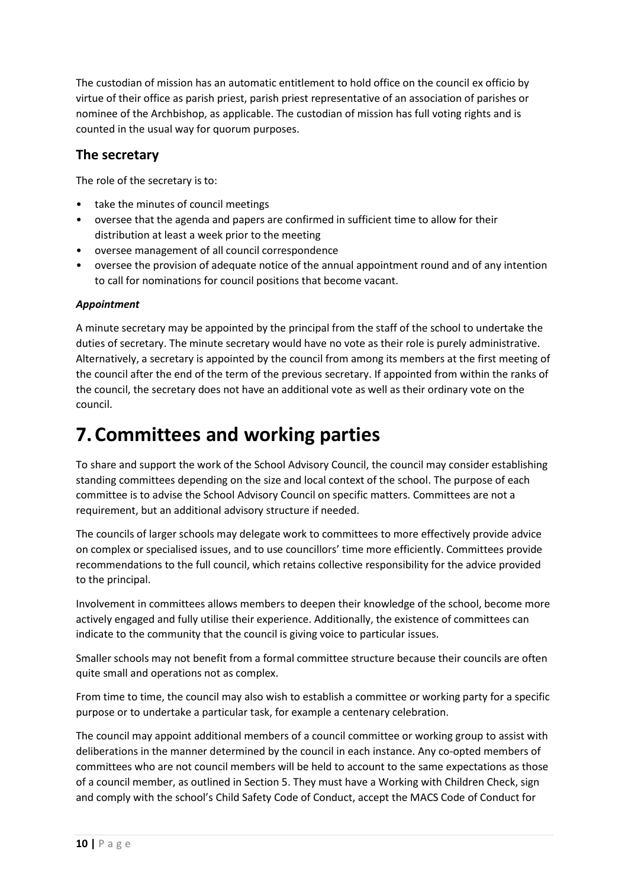The custodian of mission has an automatic entitlement to hold office on the council ex officio by virtue of their office as parish priest, parish priest representative of an association of parishes or nominee of the Archbishop, as applicable. The custodian of mission has full voting rights and is counted in the usual way for quorum purposes.

### The secretary

The role of the secretary is to:

- take the minutes of council meetings
- oversee that the agenda and papers are confirmed in sufficient time to allow for their distribution at least a week prior to the meeting
- oversee management of all council correspondence
- oversee the provision of adequate notice of the annual appointment round and of any intention to call for nominations for council positions that become vacant.

#### *Appointment*

A minute secretary may be appointed by the principal from the staff of the school to undertake the duties of secretary. The minute secretary would have no vote as their role is purely administrative. Alternatively, a secretary is appointed by the council from among its members at the first meeting of the council after the end of the term of the previous secretary. If appointed from within the ranks of the council, the secretary does not have an additional vote as well as their ordinary vote on the council.

# 7. Committees and working parties

To share and support the work of the School Advisory Council, the council may consider establishing standing committees depending on the size and local context of the school. The purpose of each committee is to advise the School Advisory Council on specific matters. Committees are not a requirement, but an additional advisory structure if needed.

The councils of larger schools may delegate work to committees to more effectively provide advice on complex or specialised issues, and to use councillors' time more efficiently. Committees provide recommendations to the full council, which retains collective responsibility for the advice provided to the principal.

Involvement in committees allows members to deepen their knowledge of the school, become more actively engaged and fully utilise their experience. Additionally, the existence of committees can indicate to the community that the council is giving voice to particular issues.

Smaller schools may not benefit from a formal committee structure because their councils are often quite small and operations not as complex.

From time to time, the council may also wish to establish a committee or working party for a specific purpose or to undertake a particular task, for example a centenary celebration.

The council may appoint additional members of a council committee or working group to assist with deliberations in the manner determined by the council in each instance. Any co-opted members of committees who are not council members will be held to account to the same expectations as those of a council member, as outlined in Section 5. They must have a Working with Children Check, sign and comply with the school's Child Safety Code of Conduct, accept the MACS Code of Conduct for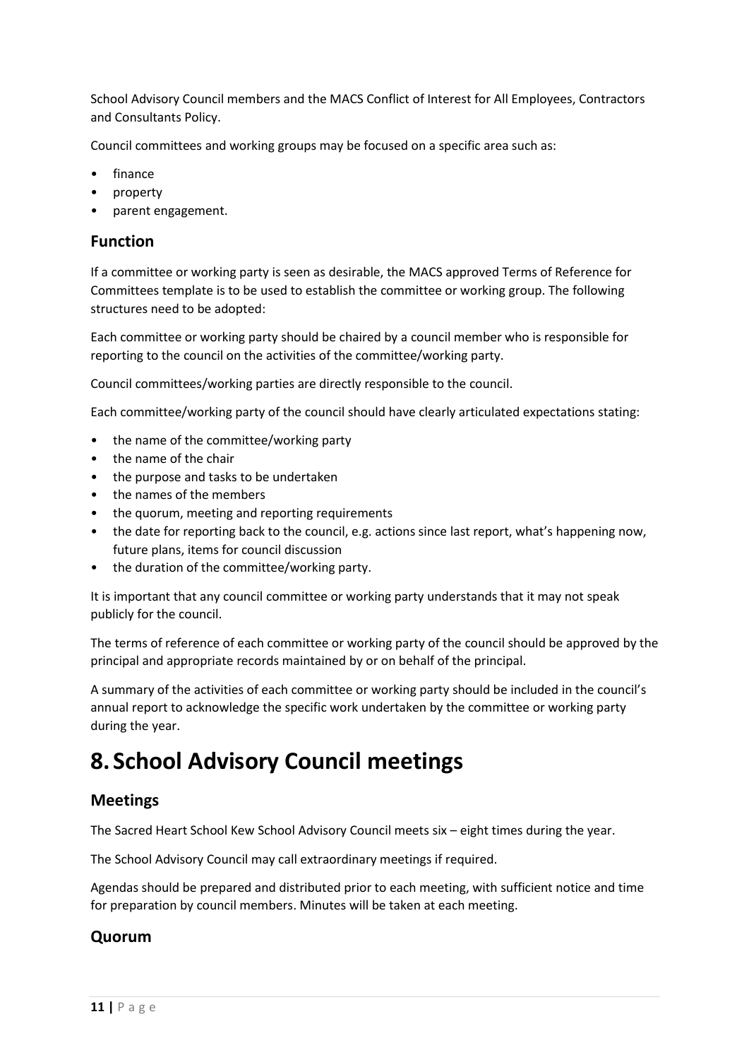School Advisory Council members and the MACS Conflict of Interest for All Employees, Contractors and Consultants Policy.

Council committees and working groups may be focused on a specific area such as:

- finance
- property
- parent engagement.

## Function

If a committee or working party is seen as desirable, the MACS approved Terms of Reference for Committees template is to be used to establish the committee or working group. The following structures need to be adopted:

Each committee or working party should be chaired by a council member who is responsible for reporting to the council on the activities of the committee/working party.

Council committees/working parties are directly responsible to the council.

Each committee/working party of the council should have clearly articulated expectations stating:

- the name of the committee/working party
- the name of the chair
- the purpose and tasks to be undertaken
- the names of the members
- the quorum, meeting and reporting requirements
- the date for reporting back to the council, e.g. actions since last report, what's happening now, future plans, items for council discussion
- the duration of the committee/working party.

It is important that any council committee or working party understands that it may not speak publicly for the council.

The terms of reference of each committee or working party of the council should be approved by the principal and appropriate records maintained by or on behalf of the principal.

A summary of the activities of each committee or working party should be included in the council's annual report to acknowledge the specific work undertaken by the committee or working party during the year.

# 8. School Advisory Council meetings

## Meetings

The Sacred Heart School Kew School Advisory Council meets six – eight times during the year.

The School Advisory Council may call extraordinary meetings if required.

Agendas should be prepared and distributed prior to each meeting, with sufficient notice and time for preparation by council members. Minutes will be taken at each meeting.

## Quorum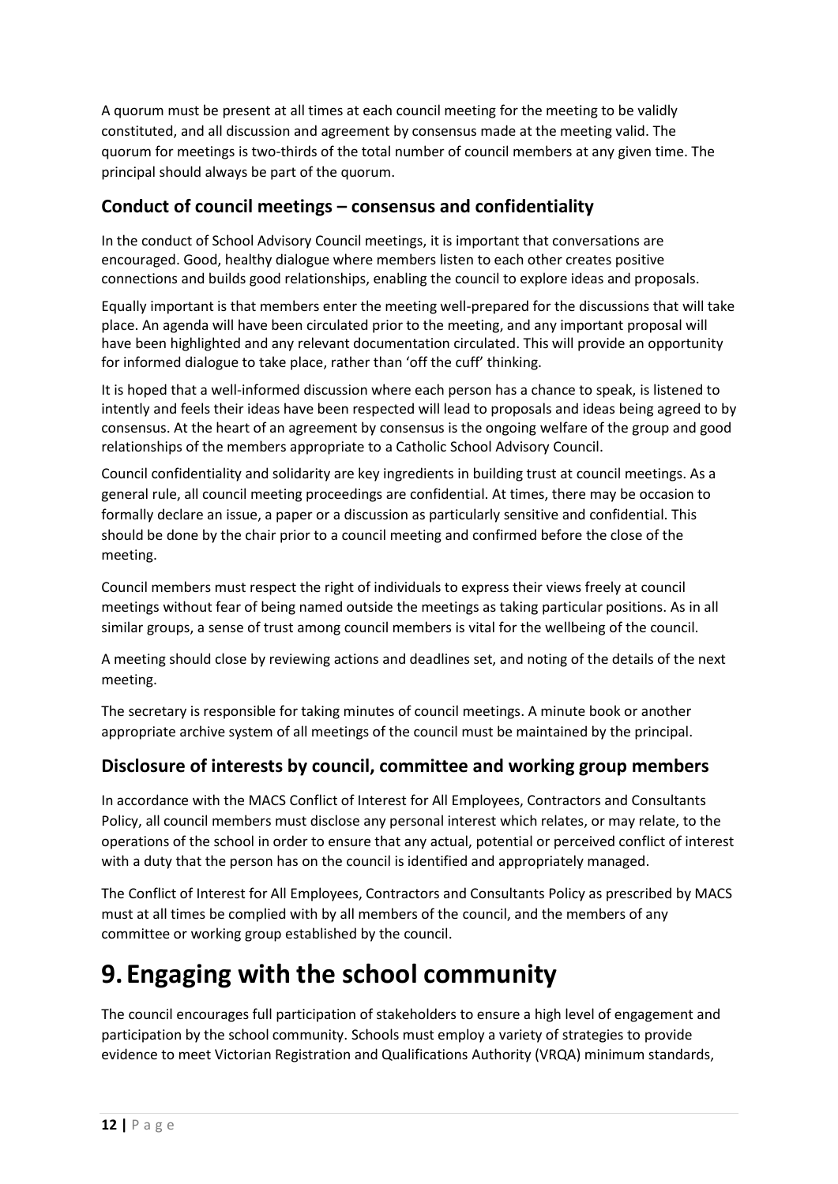A quorum must be present at all times at each council meeting for the meeting to be validly constituted, and all discussion and agreement by consensus made at the meeting valid. The quorum for meetings is two-thirds of the total number of council members at any given time. The principal should always be part of the quorum.

## Conduct of council meetings – consensus and confidentiality

In the conduct of School Advisory Council meetings, it is important that conversations are encouraged. Good, healthy dialogue where members listen to each other creates positive connections and builds good relationships, enabling the council to explore ideas and proposals.

Equally important is that members enter the meeting well-prepared for the discussions that will take place. An agenda will have been circulated prior to the meeting, and any important proposal will have been highlighted and any relevant documentation circulated. This will provide an opportunity for informed dialogue to take place, rather than 'off the cuff' thinking.

It is hoped that a well-informed discussion where each person has a chance to speak, is listened to intently and feels their ideas have been respected will lead to proposals and ideas being agreed to by consensus. At the heart of an agreement by consensus is the ongoing welfare of the group and good relationships of the members appropriate to a Catholic School Advisory Council.

Council confidentiality and solidarity are key ingredients in building trust at council meetings. As a general rule, all council meeting proceedings are confidential. At times, there may be occasion to formally declare an issue, a paper or a discussion as particularly sensitive and confidential. This should be done by the chair prior to a council meeting and confirmed before the close of the meeting.

Council members must respect the right of individuals to express their views freely at council meetings without fear of being named outside the meetings as taking particular positions. As in all similar groups, a sense of trust among council members is vital for the wellbeing of the council.

A meeting should close by reviewing actions and deadlines set, and noting of the details of the next meeting.

The secretary is responsible for taking minutes of council meetings. A minute book or another appropriate archive system of all meetings of the council must be maintained by the principal.

## Disclosure of interests by council, committee and working group members

In accordance with the MACS Conflict of Interest for All Employees, Contractors and Consultants Policy, all council members must disclose any personal interest which relates, or may relate, to the operations of the school in order to ensure that any actual, potential or perceived conflict of interest with a duty that the person has on the council is identified and appropriately managed.

The Conflict of Interest for All Employees, Contractors and Consultants Policy as prescribed by MACS must at all times be complied with by all members of the council, and the members of any committee or working group established by the council.

# 9. Engaging with the school community

The council encourages full participation of stakeholders to ensure a high level of engagement and participation by the school community. Schools must employ a variety of strategies to provide evidence to meet Victorian Registration and Qualifications Authority (VRQA) minimum standards,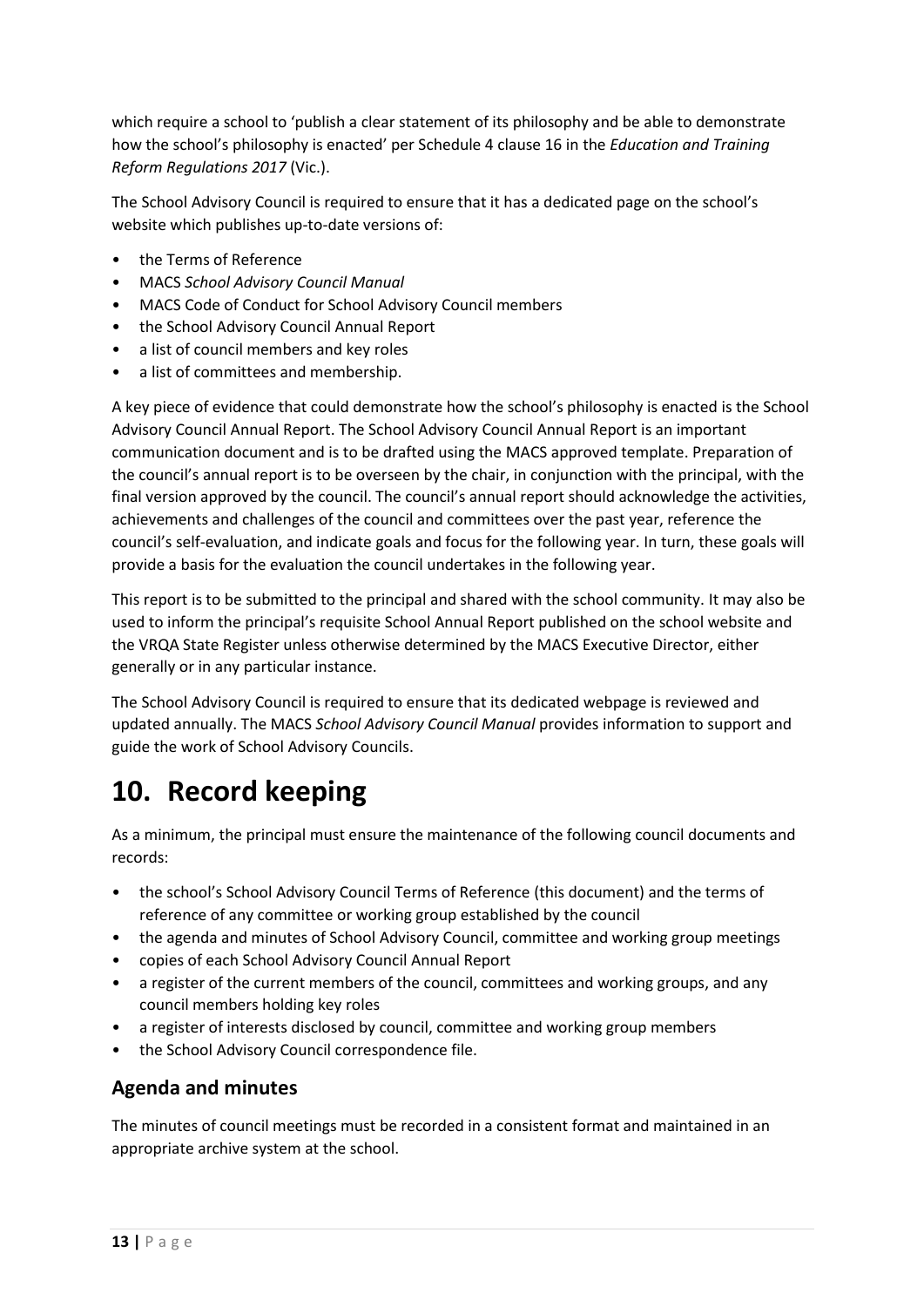which require a school to 'publish a clear statement of its philosophy and be able to demonstrate how the school's philosophy is enacted' per Schedule 4 clause 16 in the *Education and Training Reform Regulations 2017* (Vic.).

The School Advisory Council is required to ensure that it has a dedicated page on the school's website which publishes up-to-date versions of:

- the Terms of Reference
- MACS *School Advisory Council Manual*
- MACS Code of Conduct for School Advisory Council members
- the School Advisory Council Annual Report
- a list of council members and key roles
- a list of committees and membership.

A key piece of evidence that could demonstrate how the school's philosophy is enacted is the School Advisory Council Annual Report. The School Advisory Council Annual Report is an important communication document and is to be drafted using the MACS approved template. Preparation of the council's annual report is to be overseen by the chair, in conjunction with the principal, with the final version approved by the council. The council's annual report should acknowledge the activities, achievements and challenges of the council and committees over the past year, reference the council's self-evaluation, and indicate goals and focus for the following year. In turn, these goals will provide a basis for the evaluation the council undertakes in the following year.

This report is to be submitted to the principal and shared with the school community. It may also be used to inform the principal's requisite School Annual Report published on the school website and the VRQA State Register unless otherwise determined by the MACS Executive Director, either generally or in any particular instance.

The School Advisory Council is required to ensure that its dedicated webpage is reviewed and updated annually. The MACS *School Advisory Council Manual* provides information to support and guide the work of School Advisory Councils.

# 10. Record keeping

As a minimum, the principal must ensure the maintenance of the following council documents and records:

- the school's School Advisory Council Terms of Reference (this document) and the terms of reference of any committee or working group established by the council
- the agenda and minutes of School Advisory Council, committee and working group meetings
- copies of each School Advisory Council Annual Report
- a register of the current members of the council, committees and working groups, and any council members holding key roles
- a register of interests disclosed by council, committee and working group members
- the School Advisory Council correspondence file.

## Agenda and minutes

The minutes of council meetings must be recorded in a consistent format and maintained in an appropriate archive system at the school.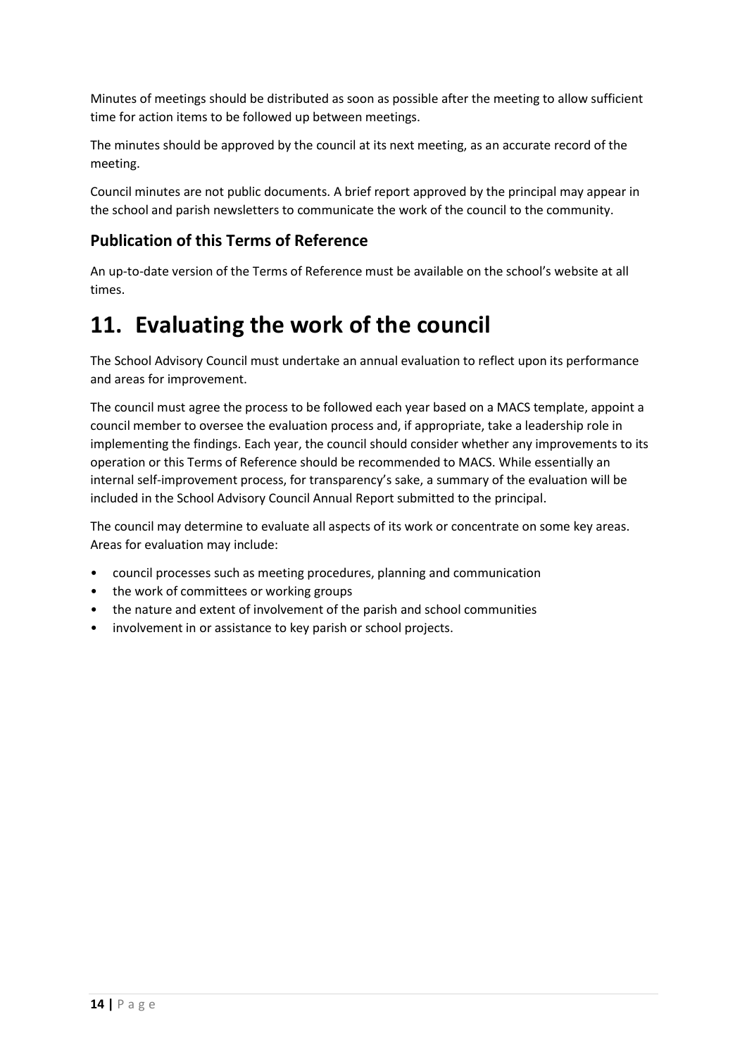Minutes of meetings should be distributed as soon as possible after the meeting to allow sufficient time for action items to be followed up between meetings.

The minutes should be approved by the council at its next meeting, as an accurate record of the meeting.

Council minutes are not public documents. A brief report approved by the principal may appear in the school and parish newsletters to communicate the work of the council to the community.

### Publication of this Terms of Reference

An up-to-date version of the Terms of Reference must be available on the school's website at all times.

# 11. Evaluating the work of the council

The School Advisory Council must undertake an annual evaluation to reflect upon its performance and areas for improvement.

The council must agree the process to be followed each year based on a MACS template, appoint a council member to oversee the evaluation process and, if appropriate, take a leadership role in implementing the findings. Each year, the council should consider whether any improvements to its operation or this Terms of Reference should be recommended to MACS. While essentially an internal self-improvement process, for transparency's sake, a summary of the evaluation will be included in the School Advisory Council Annual Report submitted to the principal.

The council may determine to evaluate all aspects of its work or concentrate on some key areas. Areas for evaluation may include:

- council processes such as meeting procedures, planning and communication
- the work of committees or working groups
- the nature and extent of involvement of the parish and school communities
- involvement in or assistance to key parish or school projects.